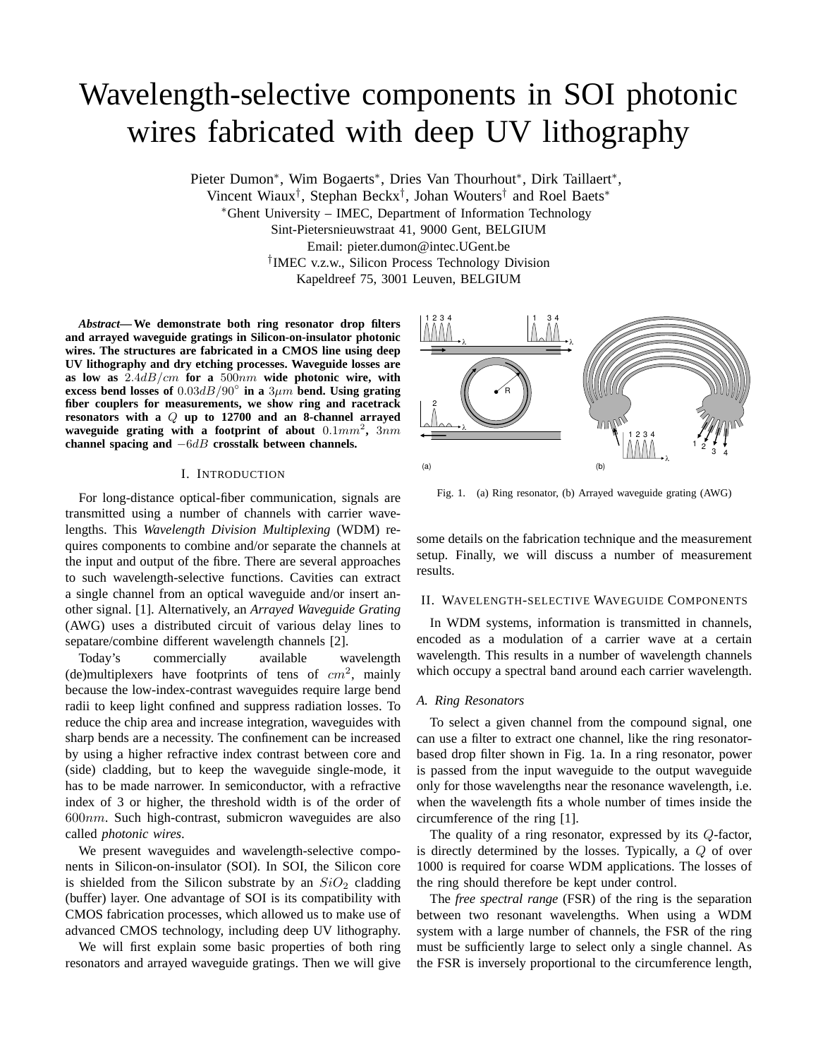# Wavelength-selective components in SOI photonic wires fabricated with deep UV lithography

Pieter Dumon*, Wim Bogaerts*, Dries Van Thourhout*, Dirk Taillaert*, Vincent Wiaux†, Stephan Beckx†, Johan Wouters† and Roel Baets*

*Ghent University – IMEC, Department of Information Technology
Sint-Pietersnieuwstraat 41, 9000 Gent, BELGIUM
Email: pieter.dumon@intec.UGent.be

†IMEC v.z.w., Silicon Process Technology Division
Kapeldreef 75, 3001 Leuven, BELGIUM

***Abstract*— We demonstrate both ring resonator drop filters and arrayed waveguide gratings in Silicon-on-insulator photonic wires. The structures are fabricated in a CMOS line using deep UV lithography and dry etching processes. Waveguide losses are as low as $2.4dB/cm$ for a $500nm$ wide photonic wire, with excess bend losses of $0.03dB/90^{\circ}$ in a $3\mu m$ bend. Using grating fiber couplers for measurements, we show ring and racetrack resonators with a $Q$ up to 12700 and an 8-channel arrayed waveguide grating with a footprint of about $0.1mm^2$, $3nm$ channel spacing and $-6dB$ crosstalk between channels.**

## I. Introduction

For long-distance optical-fiber communication, signals are transmitted using a number of channels with carrier wavelengths. This *Wavelength Division Multiplexing* (WDM) requires components to combine and/or separate the channels at the input and output of the fibre. There are several approaches to such wavelength-selective functions. Cavities can extract a single channel from an optical waveguide and/or insert another signal. [1]. Alternatively, an *Arrayed Waveguide Grating* (AWG) uses a distributed circuit of various delay lines to sepatare/combine different wavelength channels [2].

Today's commercially available wavelength (de)multiplexers have footprints of tens of $cm^2$, mainly because the low-index-contrast waveguides require large bend radii to keep light confined and suppress radiation losses. To reduce the chip area and increase integration, waveguides with sharp bends are a necessity. The confinement can be increased by using a higher refractive index contrast between core and (side) cladding, but to keep the waveguide single-mode, it has to be made narrower. In semiconductor, with a refractive index of 3 or higher, the threshold width is of the order of $600nm$. Such high-contrast, submicron waveguides are also called *photonic wires*.

We present waveguides and wavelength-selective components in Silicon-on-insulator (SOI). In SOI, the Silicon core is shielded from the Silicon substrate by an $SiO_2$ cladding (buffer) layer. One advantage of SOI is its compatibility with CMOS fabrication processes, which allowed us to make use of advanced CMOS technology, including deep UV lithography.

We will first explain some basic properties of both ring resonators and arrayed waveguide gratings. Then we will give some details on the fabrication technique and the measurement setup. Finally, we will discuss a number of measurement results.

Fig. 1. (a) Ring resonator, (b) Arrayed waveguide grating (AWG)

## II. Wavelength-selective Waveguide Components

In WDM systems, information is transmitted in channels, encoded as a modulation of a carrier wave at a certain wavelength. This results in a number of wavelength channels which occupy a spectral band around each carrier wavelength.

### A. Ring Resonators

To select a given channel from the compound signal, one can use a filter to extract one channel, like the ring resonator-based drop filter shown in Fig. 1a. In a ring resonator, power is passed from the input waveguide to the output waveguide only for those wavelengths near the resonance wavelength, i.e. when the wavelength fits a whole number of times inside the circumference of the ring [1].

The quality of a ring resonator, expressed by its $Q$-factor, is directly determined by the losses. Typically, a $Q$ of over 1000 is required for coarse WDM applications. The losses of the ring should therefore be kept under control.

The *free spectral range* (FSR) of the ring is the separation between two resonant wavelengths. When using a WDM system with a large number of channels, the FSR of the ring must be sufficiently large to select only a single channel. As the FSR is inversely proportional to the circumference length,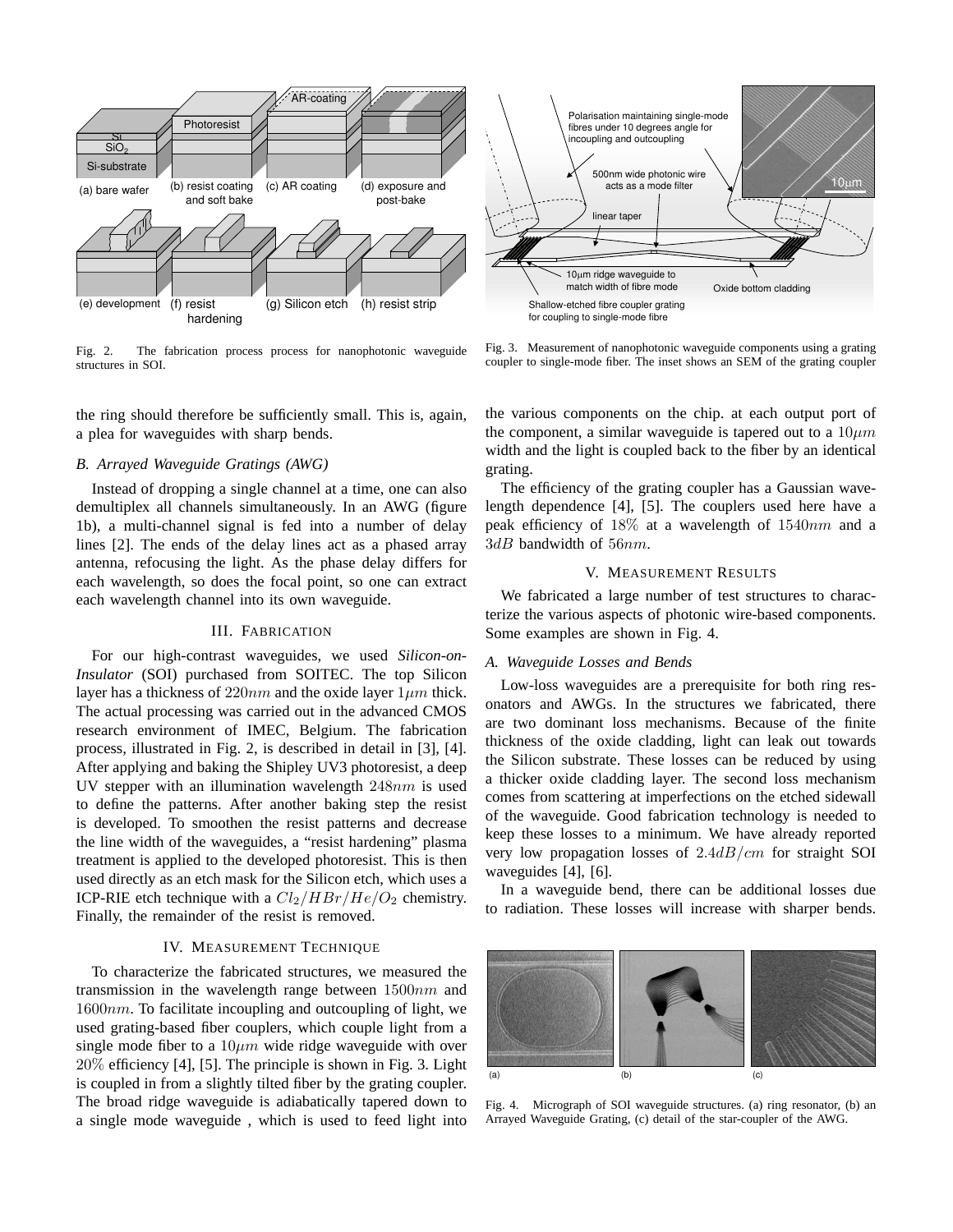Fig. 2. The fabrication process process for nanophotonic waveguide structures in SOI.

Fig. 3. Measurement of nanophotonic waveguide components using a grating coupler to single-mode fiber. The inset shows an SEM of the grating coupler

the ring should therefore be sufficiently small. This is, again, a plea for waveguides with sharp bends.

### B. Arrayed Waveguide Gratings (AWG)

Instead of dropping a single channel at a time, one can also demultiplex all channels simultaneously. In an AWG (figure 1b), a multi-channel signal is fed into a number of delay lines [2]. The ends of the delay lines act as a phased array antenna, refocusing the light. As the phase delay differs for each wavelength, so does the focal point, so one can extract each wavelength channel into its own waveguide.

## III. Fabrication

For our high-contrast waveguides, we used *Silicon-on-Insulator* (SOI) purchased from SOITEC. The top Silicon layer has a thickness of $220nm$ and the oxide layer $1\mu m$ thick. The actual processing was carried out in the advanced CMOS research environment of IMEC, Belgium. The fabrication process, illustrated in Fig. 2, is described in detail in [3], [4]. After applying and baking the Shipley UV3 photoresist, a deep UV stepper with an illumination wavelength $248nm$ is used to define the patterns. After another baking step the resist is developed. To smoothen the resist patterns and decrease the line width of the waveguides, a "resist hardening" plasma treatment is applied to the developed photoresist. This is then used directly as an etch mask for the Silicon etch, which uses a ICP-RIE etch technique with a $Cl_2/HBr/He/O_2$ chemistry. Finally, the remainder of the resist is removed.

## IV. Measurement Technique

To characterize the fabricated structures, we measured the transmission in the wavelength range between $1500nm$ and $1600nm$. To facilitate incoupling and outcoupling of light, we used grating-based fiber couplers, which couple light from a single mode fiber to a $10\mu m$ wide ridge waveguide with over $20\%$ efficiency [4], [5]. The principle is shown in Fig. 3. Light is coupled in from a slightly tilted fiber by the grating coupler. The broad ridge waveguide is adiabatically tapered down to a single mode waveguide , which is used to feed light into the various components on the chip. at each output port of the component, a similar waveguide is tapered out to a $10\mu m$ width and the light is coupled back to the fiber by an identical grating.

The efficiency of the grating coupler has a Gaussian wavelength dependence [4], [5]. The couplers used here have a peak efficiency of $18\%$ at a wavelength of $1540nm$ and a $3dB$ bandwidth of $56nm$.

## V. Measurement Results

We fabricated a large number of test structures to characterize the various aspects of photonic wire-based components. Some examples are shown in Fig. 4.

### A. Waveguide Losses and Bends

Low-loss waveguides are a prerequisite for both ring resonators and AWGs. In the structures we fabricated, there are two dominant loss mechanisms. Because of the finite thickness of the oxide cladding, light can leak out towards the Silicon substrate. These losses can be reduced by using a thicker oxide cladding layer. The second loss mechanism comes from scattering at imperfections on the etched sidewall of the waveguide. Good fabrication technology is needed to keep these losses to a minimum. We have already reported very low propagation losses of $2.4dB/cm$ for straight SOI waveguides [4], [6].

In a waveguide bend, there can be additional losses due to radiation. These losses will increase with sharper bends.

Fig. 4. Micrograph of SOI waveguide structures. (a) ring resonator, (b) an Arrayed Waveguide Grating, (c) detail of the star-coupler of the AWG.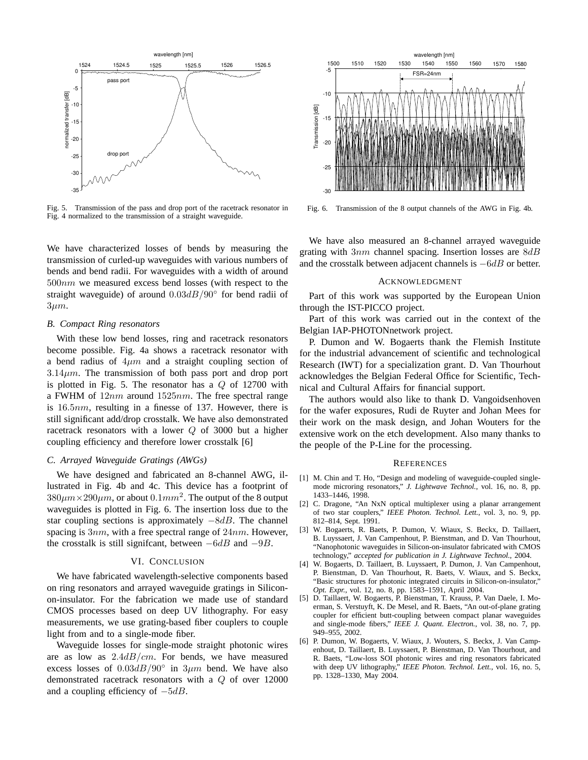wavelength [nm]

1524 1524.5 1525 1525.5 1526 1526.5

normalized transfer [dB]

0 -5 -10 -15 -20 -25 -30 -35

pass port

drop port

Fig. 5. Transmission of the pass and drop port of the racetrack resonator in Fig. 4 normalized to the transmission of a straight waveguide.

wavelength [nm]

1500 1510 1520 1530 1540 1550 1560 1570 1580

Transmission [dB]

-5 -10 -15 -20 -25 -30

FSR=24nm

Fig. 6. Transmission of the 8 output channels of the AWG in Fig. 4b.

We have characterized losses of bends by measuring the transmission of curled-up waveguides with various numbers of bends and bend radii. For waveguides with a width of around $500nm$ we measured excess bend losses (with respect to the straight waveguide) of around $0.03dB/90°$ for bend radii of $3\mu m$.

### B. Compact Ring resonators

With these low bend losses, ring and racetrack resonators become possible. Fig. 4a shows a racetrack resonator with a bend radius of $4\mu m$ and a straight coupling section of $3.14\mu m$. The transmission of both pass port and drop port is plotted in Fig. 5. The resonator has a $Q$ of 12700 with a FWHM of $12nm$ around $1525nm$. The free spectral range is $16.5nm$, resulting in a finesse of 137. However, there is still significant add/drop crosstalk. We have also demonstrated racetrack resonators with a lower $Q$ of 3000 but a higher coupling efficiency and therefore lower crosstalk [6]

### C. Arrayed Waveguide Gratings (AWGs)

We have designed and fabricated an 8-channel AWG, illustrated in Fig. 4b and 4c. This device has a footprint of $380\mu m \times 290\mu m$, or about $0.1mm^2$. The output of the 8 output waveguides is plotted in Fig. 6. The insertion loss due to the star coupling sections is approximately $-8dB$. The channel spacing is $3nm$, with a free spectral range of $24nm$. However, the crosstalk is still signifcant, between $-6dB$ and $-9B$.

## VI. Conclusion

We have fabricated wavelength-selective components based on ring resonators and arrayed waveguide gratings in Silicon-on-insulator. For the fabrication we made use of standard CMOS processes based on deep UV lithography. For easy measurements, we use grating-based fiber couplers to couple light from and to a single-mode fiber.

Waveguide losses for single-mode straight photonic wires are as low as $2.4dB/cm$. For bends, we have measured excess losses of $0.03dB/90°$ in $3\mu m$ bend. We have also demonstrated racetrack resonators with a $Q$ of over 12000 and a coupling efficiency of $-5dB$.

We have also measured an 8-channel arrayed waveguide grating with $3nm$ channel spacing. Insertion losses are $8dB$ and the crosstalk between adjacent channels is $-6dB$ or better.

## Acknowledgment

Part of this work was supported by the European Union through the IST-PICCO project.

Part of this work was carried out in the context of the Belgian IAP-PHOTONnetwork project.

P. Dumon and W. Bogaerts thank the Flemish Institute for the industrial advancement of scientific and technological Research (IWT) for a specialization grant. D. Van Thourhout acknowledges the Belgian Federal Office for Scientific, Technical and Cultural Affairs for financial support.

The authors would also like to thank D. Vangoidsenhoven for the wafer exposures, Rudi de Ruyter and Johan Mees for their work on the mask design, and Johan Wouters for the extensive work on the etch development. Also many thanks to the people of the P-Line for the processing.

## References

[1] M. Chin and T. Ho, "Design and modeling of waveguide-coupled single-mode microring resonators," *J. Lightwave Technol.*, vol. 16, no. 8, pp. 1433–1446, 1998.

[2] C. Dragone, "An NxN optical multiplexer using a planar arrangement of two star couplers," *IEEE Photon. Technol. Lett.*, vol. 3, no. 9, pp. 812–814, Sept. 1991.

[3] W. Bogaerts, R. Baets, P. Dumon, V. Wiaux, S. Beckx, D. Taillaert, B. Luyssaert, J. Van Campenhout, P. Bienstman, and D. Van Thourhout, "Nanophotonic waveguides in Silicon-on-insulator fabricated with CMOS technology," *accepted for publication in J. Lightwave Technol.*, 2004.

[4] W. Bogaerts, D. Taillaert, B. Luyssaert, P. Dumon, J. Van Campenhout, P. Bienstman, D. Van Thourhout, R. Baets, V. Wiaux, and S. Beckx, "Basic structures for photonic integrated circuits in Silicon-on-insulator," *Opt. Expr.*, vol. 12, no. 8, pp. 1583–1591, April 2004.

[5] D. Taillaert, W. Bogaerts, P. Bienstman, T. Krauss, P. Van Daele, I. Moerman, S. Verstuyft, K. De Mesel, and R. Baets, "An out-of-plane grating coupler for efficient butt-coupling between compact planar waveguides and single-mode fibers," *IEEE J. Quant. Electron.*, vol. 38, no. 7, pp. 949–955, 2002.

[6] P. Dumon, W. Bogaerts, V. Wiaux, J. Wouters, S. Beckx, J. Van Campenhout, D. Taillaert, B. Luyssaert, P. Bienstman, D. Van Thourhout, and R. Baets, "Low-loss SOI photonic wires and ring resonators fabricated with deep UV lithography," *IEEE Photon. Technol. Lett.*, vol. 16, no. 5, pp. 1328–1330, May 2004.